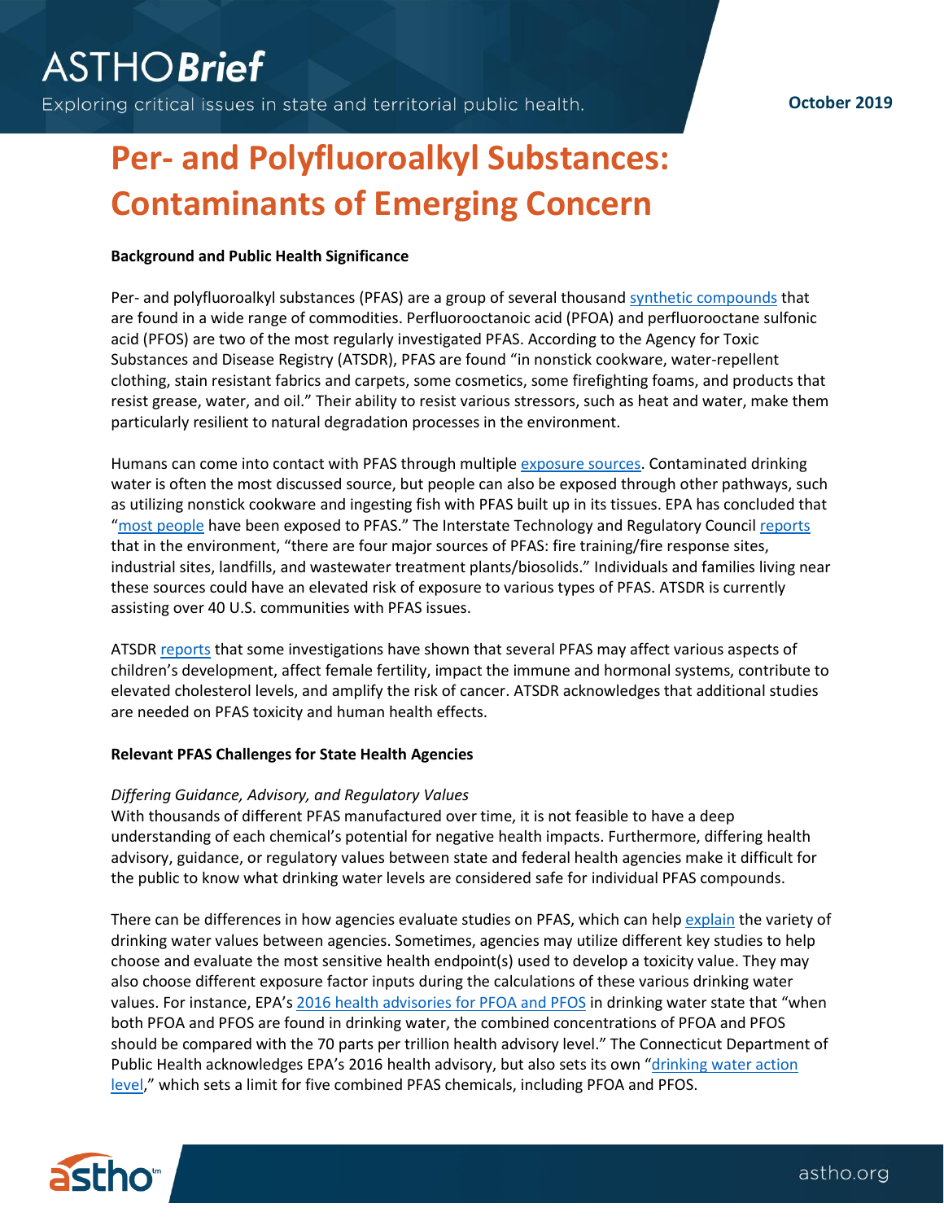# Per- and Polyfluoroalkyl Substances: Contaminants of Emerging Concern

ASTHO Brief — Exploring critical issues in state and territorial public health.

October 2019

**Background and Public Health Significance**

Per- and polyfluoroalkyl substances (PFAS) are a group of several thousand synthetic compounds that are found in a wide range of commodities. Perfluorooctanoic acid (PFOA) and perfluorooctane sulfonic acid (PFOS) are two of the most regularly investigated PFAS. According to the Agency for Toxic Substances and Disease Registry (ATSDR), PFAS are found "in nonstick cookware, water-repellent clothing, stain resistant fabrics and carpets, some cosmetics, some firefighting foams, and products that resist grease, water, and oil." Their ability to resist various stressors, such as heat and water, make them particularly resilient to natural degradation processes in the environment.

Humans can come into contact with PFAS through multiple exposure sources. Contaminated drinking water is often the most discussed source, but people can also be exposed through other pathways, such as utilizing nonstick cookware and ingesting fish with PFAS built up in its tissues. EPA has concluded that "most people have been exposed to PFAS." The Interstate Technology and Regulatory Council reports that in the environment, "there are four major sources of PFAS: fire training/fire response sites, industrial sites, landfills, and wastewater treatment plants/biosolids." Individuals and families living near these sources could have an elevated risk of exposure to various types of PFAS. ATSDR is currently assisting over 40 U.S. communities with PFAS issues.

ATSDR reports that some investigations have shown that several PFAS may affect various aspects of children's development, affect female fertility, impact the immune and hormonal systems, contribute to elevated cholesterol levels, and amplify the risk of cancer. ATSDR acknowledges that additional studies are needed on PFAS toxicity and human health effects.

**Relevant PFAS Challenges for State Health Agencies**

*Differing Guidance, Advisory, and Regulatory Values*

With thousands of different PFAS manufactured over time, it is not feasible to have a deep understanding of each chemical's potential for negative health impacts. Furthermore, differing health advisory, guidance, or regulatory values between state and federal health agencies make it difficult for the public to know what drinking water levels are considered safe for individual PFAS compounds.

There can be differences in how agencies evaluate studies on PFAS, which can help explain the variety of drinking water values between agencies. Sometimes, agencies may utilize different key studies to help choose and evaluate the most sensitive health endpoint(s) used to develop a toxicity value. They may also choose different exposure factor inputs during the calculations of these various drinking water values. For instance, EPA's 2016 health advisories for PFOA and PFOS in drinking water state that "when both PFOA and PFOS are found in drinking water, the combined concentrations of PFOA and PFOS should be compared with the 70 parts per trillion health advisory level." The Connecticut Department of Public Health acknowledges EPA's 2016 health advisory, but also sets its own "drinking water action level," which sets a limit for five combined PFAS chemicals, including PFOA and PFOS.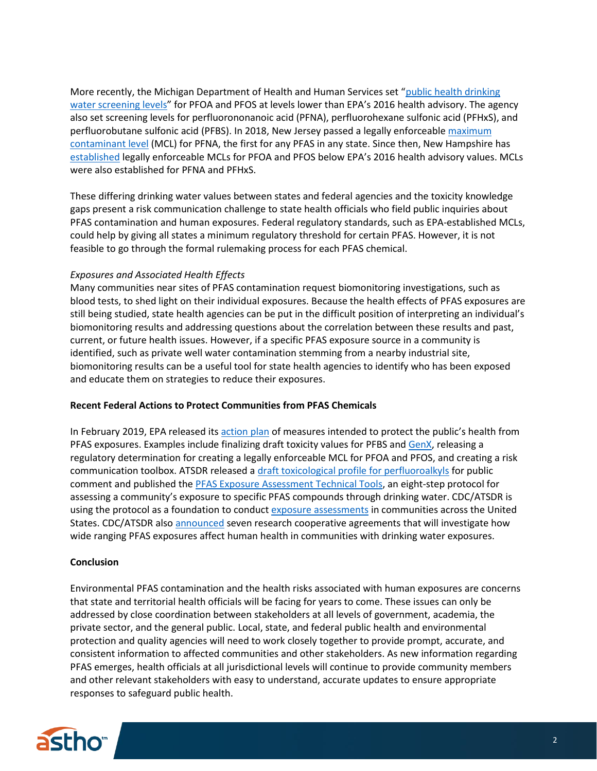More recently, the Michigan Department of Health and Human Services set "public health drinking water screening levels" for PFOA and PFOS at levels lower than EPA's 2016 health advisory. The agency also set screening levels for perfluorononanoic acid (PFNA), perfluorohexane sulfonic acid (PFHxS), and perfluorobutane sulfonic acid (PFBS). In 2018, New Jersey passed a legally enforceable maximum contaminant level (MCL) for PFNA, the first for any PFAS in any state. Since then, New Hampshire has established legally enforceable MCLs for PFOA and PFOS below EPA's 2016 health advisory values. MCLs were also established for PFNA and PFHxS.

These differing drinking water values between states and federal agencies and the toxicity knowledge gaps present a risk communication challenge to state health officials who field public inquiries about PFAS contamination and human exposures. Federal regulatory standards, such as EPA-established MCLs, could help by giving all states a minimum regulatory threshold for certain PFAS. However, it is not feasible to go through the formal rulemaking process for each PFAS chemical.

*Exposures and Associated Health Effects*

Many communities near sites of PFAS contamination request biomonitoring investigations, such as blood tests, to shed light on their individual exposures. Because the health effects of PFAS exposures are still being studied, state health agencies can be put in the difficult position of interpreting an individual's biomonitoring results and addressing questions about the correlation between these results and past, current, or future health issues. However, if a specific PFAS exposure source in a community is identified, such as private well water contamination stemming from a nearby industrial site, biomonitoring results can be a useful tool for state health agencies to identify who has been exposed and educate them on strategies to reduce their exposures.

**Recent Federal Actions to Protect Communities from PFAS Chemicals**

In February 2019, EPA released its action plan of measures intended to protect the public's health from PFAS exposures. Examples include finalizing draft toxicity values for PFBS and GenX, releasing a regulatory determination for creating a legally enforceable MCL for PFOA and PFOS, and creating a risk communication toolbox. ATSDR released a draft toxicological profile for perfluoroalkyls for public comment and published the PFAS Exposure Assessment Technical Tools, an eight-step protocol for assessing a community's exposure to specific PFAS compounds through drinking water. CDC/ATSDR is using the protocol as a foundation to conduct exposure assessments in communities across the United States. CDC/ATSDR also announced seven research cooperative agreements that will investigate how wide ranging PFAS exposures affect human health in communities with drinking water exposures.

**Conclusion**

Environmental PFAS contamination and the health risks associated with human exposures are concerns that state and territorial health officials will be facing for years to come. These issues can only be addressed by close coordination between stakeholders at all levels of government, academia, the private sector, and the general public. Local, state, and federal public health and environmental protection and quality agencies will need to work closely together to provide prompt, accurate, and consistent information to affected communities and other stakeholders. As new information regarding PFAS emerges, health officials at all jurisdictional levels will continue to provide community members and other relevant stakeholders with easy to understand, accurate updates to ensure appropriate responses to safeguard public health.